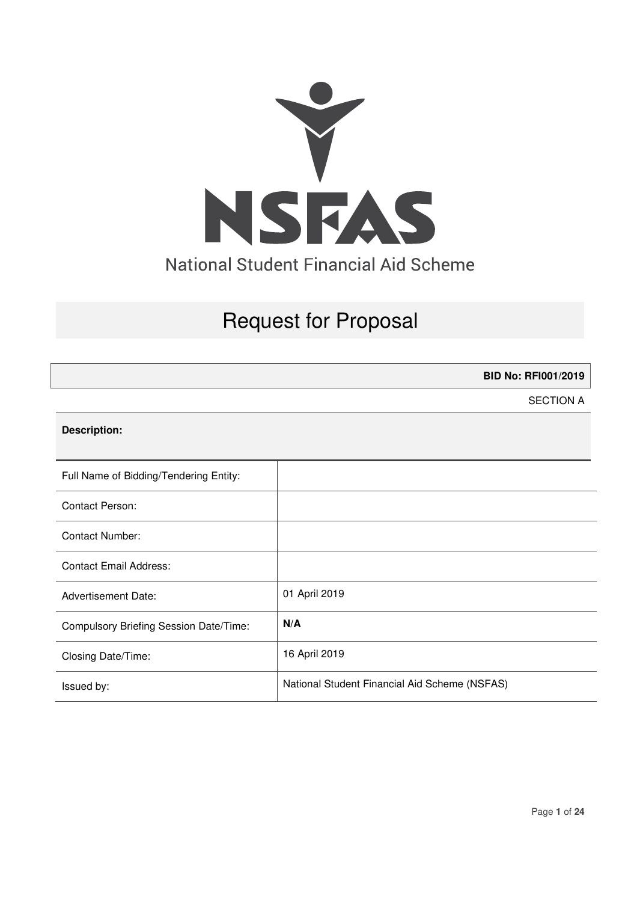NSFAS

National Student Financial Aid Scheme

# Request for Proposal

**BID No: RFI001/2019**

SECTION A

**Description:**

| | |
|---|---|
| Full Name of Bidding/Tendering Entity: | |
| Contact Person: | |
| Contact Number: | |
| Contact Email Address: | |
| Advertisement Date: | 01 April 2019 |
| Compulsory Briefing Session Date/Time: | **N/A** |
| Closing Date/Time: | 16 April 2019 |
| Issued by: | National Student Financial Aid Scheme (NSFAS) |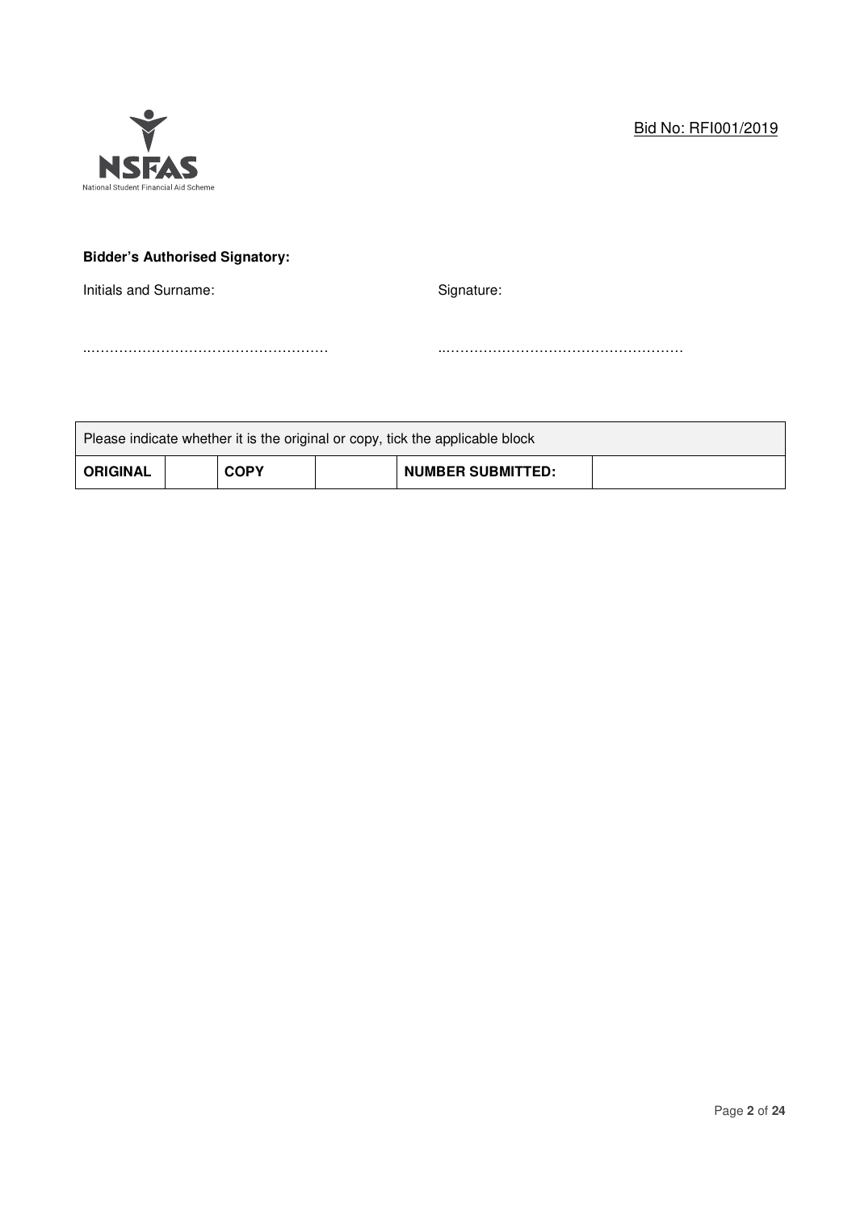Bid No: RFI001/2019

**Bidder's Authorised Signatory:**

Initials and Surname: ………………………………………………

Signature: ………………………………………………

| Please indicate whether it is the original or copy, tick the applicable block | | | | | |
|---|---|---|---|---|---|
| **ORIGINAL** | | **COPY** | | **NUMBER SUBMITTED:** | |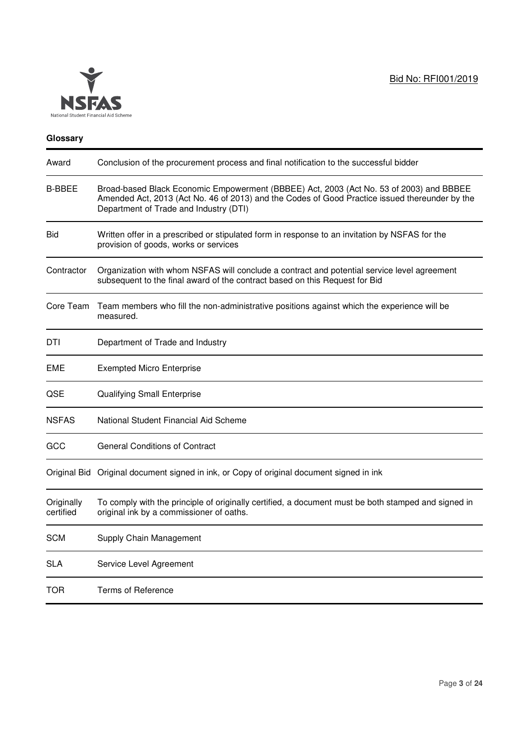## Glossary

| Term | Definition |
|---|---|
| Award | Conclusion of the procurement process and final notification to the successful bidder |
| B-BBEE | Broad-based Black Economic Empowerment (BBBEE) Act, 2003 (Act No. 53 of 2003) and BBBEE Amended Act, 2013 (Act No. 46 of 2013) and the Codes of Good Practice issued thereunder by the Department of Trade and Industry (DTI) |
| Bid | Written offer in a prescribed or stipulated form in response to an invitation by NSFAS for the provision of goods, works or services |
| Contractor | Organization with whom NSFAS will conclude a contract and potential service level agreement subsequent to the final award of the contract based on this Request for Bid |
| Core Team | Team members who fill the non-administrative positions against which the experience will be measured. |
| DTI | Department of Trade and Industry |
| EME | Exempted Micro Enterprise |
| QSE | Qualifying Small Enterprise |
| NSFAS | National Student Financial Aid Scheme |
| GCC | General Conditions of Contract |
| Original Bid | Original document signed in ink, or Copy of original document signed in ink |
| Originally certified | To comply with the principle of originally certified, a document must be both stamped and signed in original ink by a commissioner of oaths. |
| SCM | Supply Chain Management |
| SLA | Service Level Agreement |
| TOR | Terms of Reference |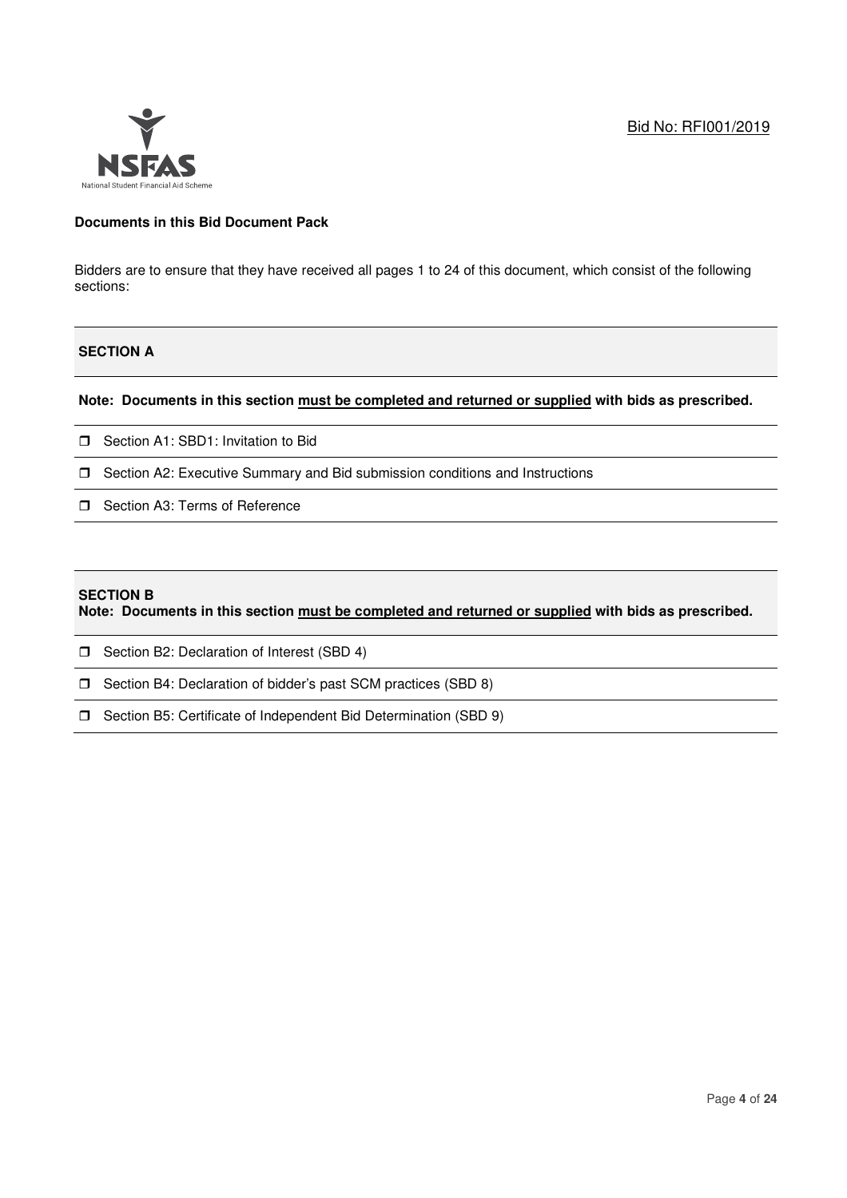Bid No: RFI001/2019

**Documents in this Bid Document Pack**

Bidders are to ensure that they have received all pages 1 to 24 of this document, which consist of the following sections:

**SECTION A**

**Note: Documents in this section must be completed and returned or supplied with bids as prescribed.**

- ☐ Section A1: SBD1: Invitation to Bid
- ☐ Section A2: Executive Summary and Bid submission conditions and Instructions
- ☐ Section A3: Terms of Reference

**SECTION B**

**Note: Documents in this section must be completed and returned or supplied with bids as prescribed.**

- ☐ Section B2: Declaration of Interest (SBD 4)
- ☐ Section B4: Declaration of bidder's past SCM practices (SBD 8)
- ☐ Section B5: Certificate of Independent Bid Determination (SBD 9)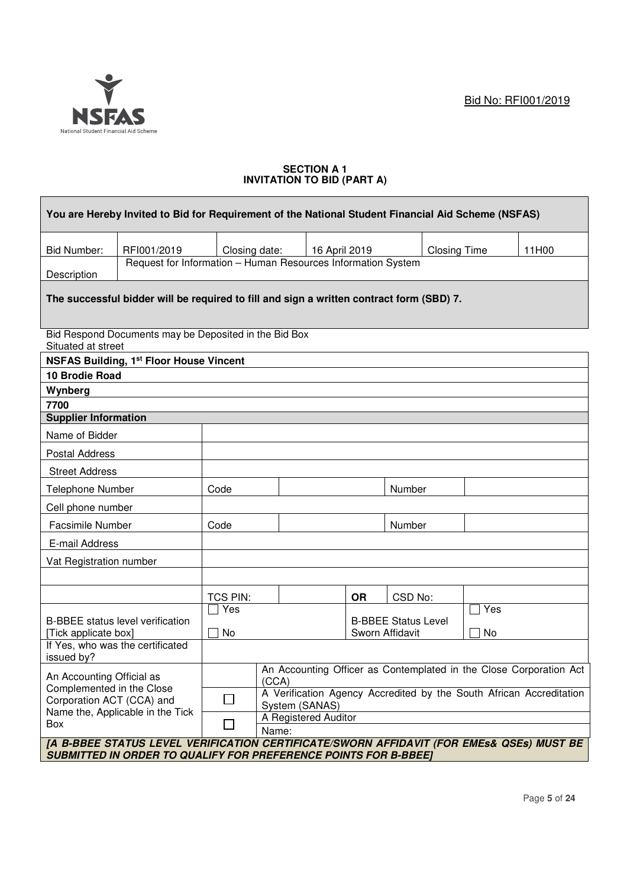Bid No: RFI001/2019

**SECTION A 1**
**INVITATION TO BID (PART A)**

| **You are Hereby Invited to Bid for Requirement of the National Student Financial Aid Scheme (NSFAS)** | | | | | |
|---|---|---|---|---|---|
| Bid Number: | RFI001/2019 | Closing date: | 16 April 2019 | Closing Time | 11H00 |
| Description | Request for Information – Human Resources Information System | | | | |
| **The successful bidder will be required to fill and sign a written contract form (SBD) 7.** | | | | | |

Bid Respond Documents may be Deposited in the Bid Box
Situated at street

| |
|---|
| **NSFAS Building, 1st Floor House Vincent** |
| **10 Brodie Road** |
| **Wynberg** |
| **7700** |

| **Supplier Information** | | | | | | |
|---|---|---|---|---|---|---|
| Name of Bidder | | | | | | |
| Postal Address | | | | | | |
| Street Address | | | | | | |
| Telephone Number | Code | | | Number | | |
| Cell phone number | | | | | | |
| Facsimile Number | Code | | | Number | | |
| E-mail Address | | | | | | |
| Vat Registration number | | | | | | |
| | | | | | | |
| | TCS PIN: | | OR | CSD No: | | |
| B-BBEE status level verification [Tick applicate box] | ☐ Yes ☐ No | | | B-BBEE Status Level Sworn Affidavit | ☐ Yes ☐ No | |
| If Yes, who was the certificated issued by? | | | | | | |
| An Accounting Official as Complemented in the Close Corporation ACT (CCA) and Name the, Applicable in the Tick Box | | An Accounting Officer as Contemplated in the Close Corporation Act (CCA) | | | | |
| | ☐ | A Verification Agency Accredited by the South African Accreditation System (SANAS) | | | | |
| | ☐ | A Registered Auditor | | | | |
| | | Name: | | | | |

***[A B-BBEE STATUS LEVEL VERIFICATION CERTIFICATE/SWORN AFFIDAVIT (FOR EMEs& QSEs) MUST BE SUBMITTED IN ORDER TO QUALIFY FOR PREFERENCE POINTS FOR B-BBEE]***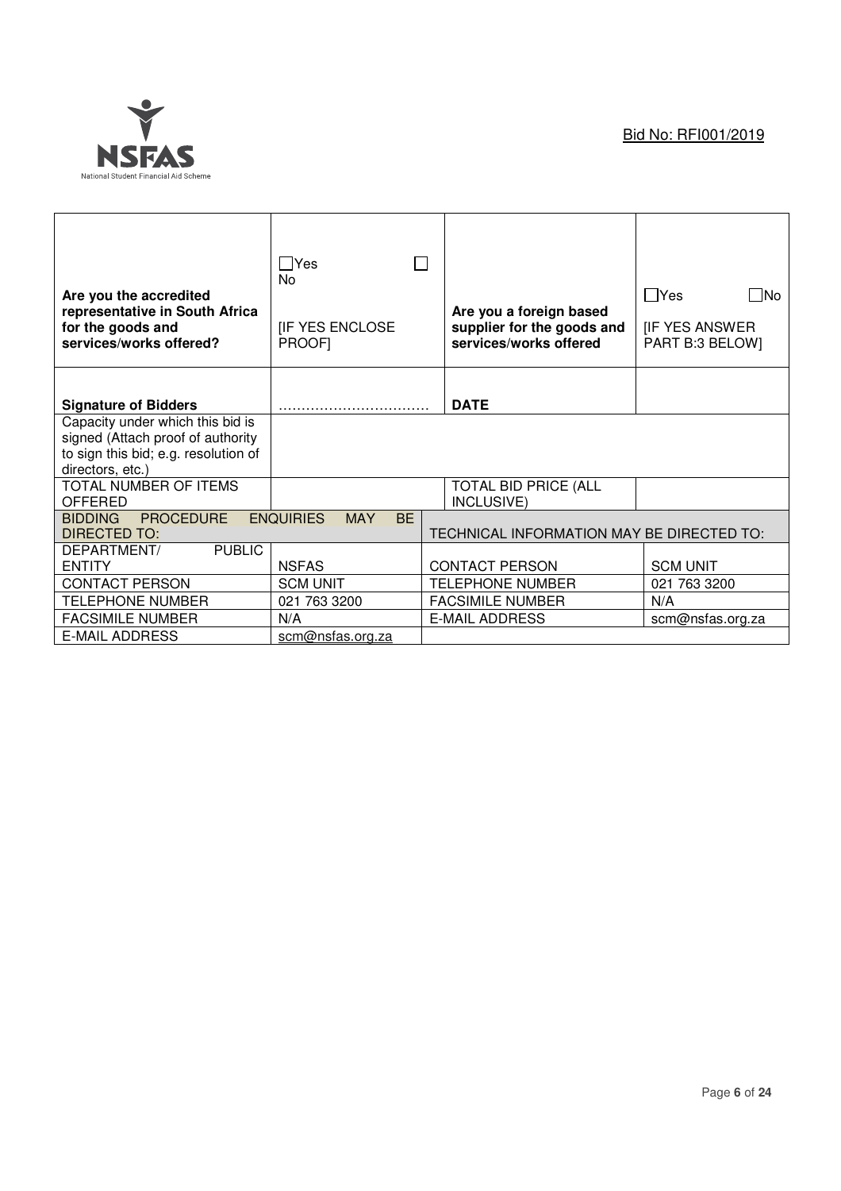Bid No: RFI001/2019

| | | | |
|---|---|---|---|
| **Are you the accredited representative in South Africa for the goods and services/works offered?** | ☐Yes ☐ No<br>[IF YES ENCLOSE PROOF] | **Are you a foreign based supplier for the goods and services/works offered** | ☐Yes ☐No<br>[IF YES ANSWER PART B:3 BELOW] |
| **Signature of Bidders** | …………………………… | **DATE** | |
| Capacity under which this bid is signed (Attach proof of authority to sign this bid; e.g. resolution of directors, etc.) | | | |
| TOTAL NUMBER OF ITEMS OFFERED | | TOTAL BID PRICE (ALL INCLUSIVE) | |
| BIDDING PROCEDURE ENQUIRIES MAY BE DIRECTED TO: | | TECHNICAL INFORMATION MAY BE DIRECTED TO: | |
| DEPARTMENT/ PUBLIC ENTITY | NSFAS | CONTACT PERSON | SCM UNIT |
| CONTACT PERSON | SCM UNIT | TELEPHONE NUMBER | 021 763 3200 |
| TELEPHONE NUMBER | 021 763 3200 | FACSIMILE NUMBER | N/A |
| FACSIMILE NUMBER | N/A | E-MAIL ADDRESS | scm@nsfas.org.za |
| E-MAIL ADDRESS | scm@nsfas.org.za | | |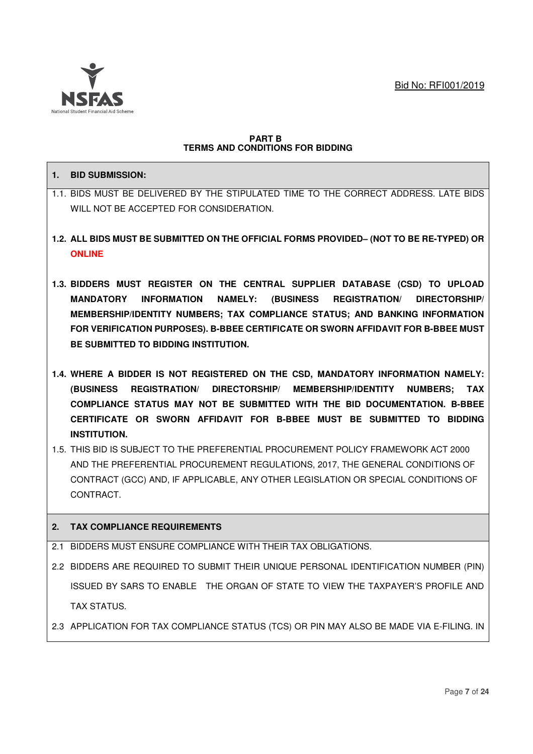Bid No: RFI001/2019

## PART B
## TERMS AND CONDITIONS FOR BIDDING

### 1. BID SUBMISSION:

1.1. BIDS MUST BE DELIVERED BY THE STIPULATED TIME TO THE CORRECT ADDRESS. LATE BIDS WILL NOT BE ACCEPTED FOR CONSIDERATION.

**1.2. ALL BIDS MUST BE SUBMITTED ON THE OFFICIAL FORMS PROVIDED– (NOT TO BE RE-TYPED) OR ONLINE**

**1.3. BIDDERS MUST REGISTER ON THE CENTRAL SUPPLIER DATABASE (CSD) TO UPLOAD MANDATORY INFORMATION NAMELY: (BUSINESS REGISTRATION/ DIRECTORSHIP/ MEMBERSHIP/IDENTITY NUMBERS; TAX COMPLIANCE STATUS; AND BANKING INFORMATION FOR VERIFICATION PURPOSES). B-BBEE CERTIFICATE OR SWORN AFFIDAVIT FOR B-BBEE MUST BE SUBMITTED TO BIDDING INSTITUTION.**

**1.4. WHERE A BIDDER IS NOT REGISTERED ON THE CSD, MANDATORY INFORMATION NAMELY: (BUSINESS REGISTRATION/ DIRECTORSHIP/ MEMBERSHIP/IDENTITY NUMBERS; TAX COMPLIANCE STATUS MAY NOT BE SUBMITTED WITH THE BID DOCUMENTATION. B-BBEE CERTIFICATE OR SWORN AFFIDAVIT FOR B-BBEE MUST BE SUBMITTED TO BIDDING INSTITUTION.**

1.5. THIS BID IS SUBJECT TO THE PREFERENTIAL PROCUREMENT POLICY FRAMEWORK ACT 2000 AND THE PREFERENTIAL PROCUREMENT REGULATIONS, 2017, THE GENERAL CONDITIONS OF CONTRACT (GCC) AND, IF APPLICABLE, ANY OTHER LEGISLATION OR SPECIAL CONDITIONS OF CONTRACT.

### 2. TAX COMPLIANCE REQUIREMENTS

2.1 BIDDERS MUST ENSURE COMPLIANCE WITH THEIR TAX OBLIGATIONS.

2.2 BIDDERS ARE REQUIRED TO SUBMIT THEIR UNIQUE PERSONAL IDENTIFICATION NUMBER (PIN) ISSUED BY SARS TO ENABLE THE ORGAN OF STATE TO VIEW THE TAXPAYER'S PROFILE AND TAX STATUS.

2.3 APPLICATION FOR TAX COMPLIANCE STATUS (TCS) OR PIN MAY ALSO BE MADE VIA E-FILING. IN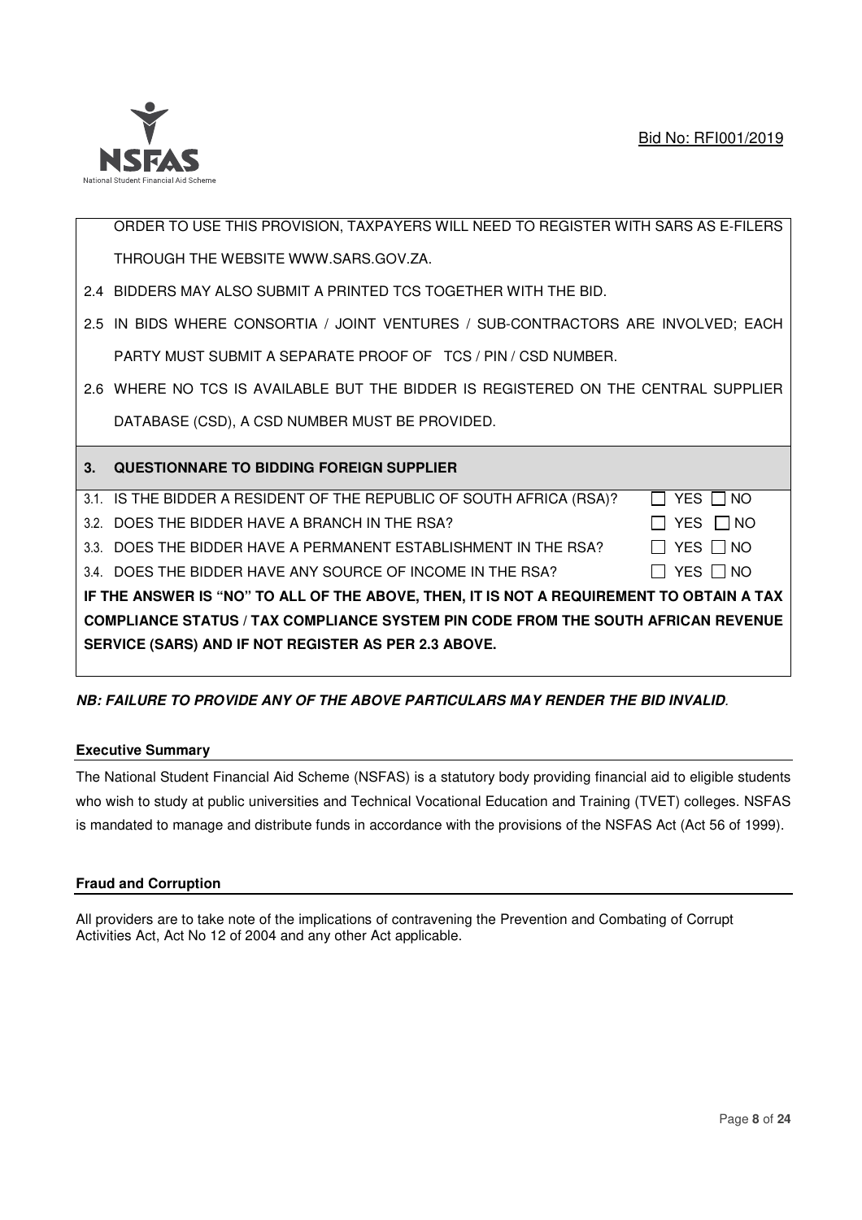ORDER TO USE THIS PROVISION, TAXPAYERS WILL NEED TO REGISTER WITH SARS AS E-FILERS THROUGH THE WEBSITE WWW.SARS.GOV.ZA.

2.4 BIDDERS MAY ALSO SUBMIT A PRINTED TCS TOGETHER WITH THE BID.

2.5 IN BIDS WHERE CONSORTIA / JOINT VENTURES / SUB-CONTRACTORS ARE INVOLVED; EACH PARTY MUST SUBMIT A SEPARATE PROOF OF TCS / PIN / CSD NUMBER.

2.6 WHERE NO TCS IS AVAILABLE BUT THE BIDDER IS REGISTERED ON THE CENTRAL SUPPLIER DATABASE (CSD), A CSD NUMBER MUST BE PROVIDED.

**3. QUESTIONNARE TO BIDDING FOREIGN SUPPLIER**

3.1. IS THE BIDDER A RESIDENT OF THE REPUBLIC OF SOUTH AFRICA (RSA)? ☐ YES ☐ NO

3.2. DOES THE BIDDER HAVE A BRANCH IN THE RSA? ☐ YES ☐ NO

3.3. DOES THE BIDDER HAVE A PERMANENT ESTABLISHMENT IN THE RSA? ☐ YES ☐ NO

3.4. DOES THE BIDDER HAVE ANY SOURCE OF INCOME IN THE RSA? ☐ YES ☐ NO

**IF THE ANSWER IS "NO" TO ALL OF THE ABOVE, THEN, IT IS NOT A REQUIREMENT TO OBTAIN A TAX COMPLIANCE STATUS / TAX COMPLIANCE SYSTEM PIN CODE FROM THE SOUTH AFRICAN REVENUE SERVICE (SARS) AND IF NOT REGISTER AS PER 2.3 ABOVE.**

***NB: FAILURE TO PROVIDE ANY OF THE ABOVE PARTICULARS MAY RENDER THE BID INVALID***.

**Executive Summary**

The National Student Financial Aid Scheme (NSFAS) is a statutory body providing financial aid to eligible students who wish to study at public universities and Technical Vocational Education and Training (TVET) colleges. NSFAS is mandated to manage and distribute funds in accordance with the provisions of the NSFAS Act (Act 56 of 1999).

**Fraud and Corruption**

All providers are to take note of the implications of contravening the Prevention and Combating of Corrupt Activities Act, Act No 12 of 2004 and any other Act applicable.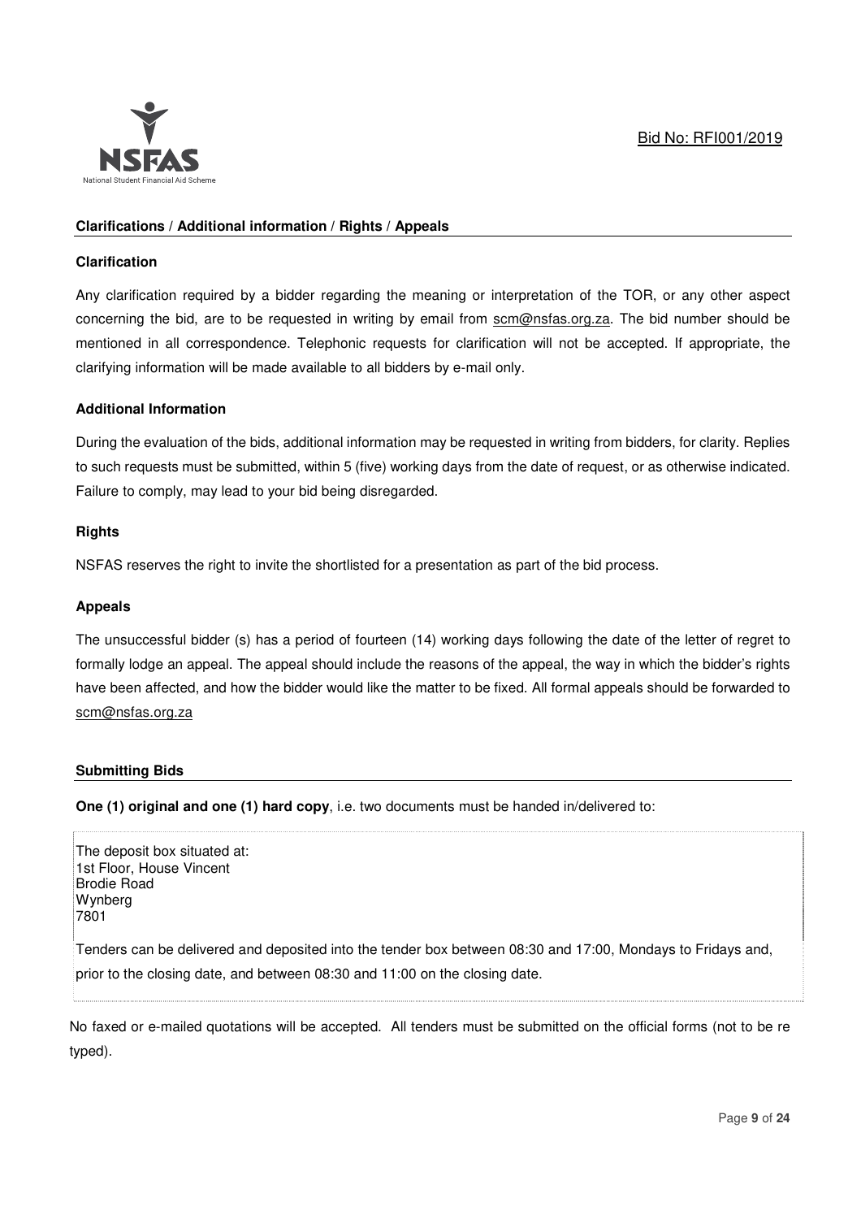## Clarifications / Additional information / Rights / Appeals

**Clarification**

Any clarification required by a bidder regarding the meaning or interpretation of the TOR, or any other aspect concerning the bid, are to be requested in writing by email from scm@nsfas.org.za. The bid number should be mentioned in all correspondence. Telephonic requests for clarification will not be accepted. If appropriate, the clarifying information will be made available to all bidders by e-mail only.

**Additional Information**

During the evaluation of the bids, additional information may be requested in writing from bidders, for clarity. Replies to such requests must be submitted, within 5 (five) working days from the date of request, or as otherwise indicated. Failure to comply, may lead to your bid being disregarded.

**Rights**

NSFAS reserves the right to invite the shortlisted for a presentation as part of the bid process.

**Appeals**

The unsuccessful bidder (s) has a period of fourteen (14) working days following the date of the letter of regret to formally lodge an appeal. The appeal should include the reasons of the appeal, the way in which the bidder's rights have been affected, and how the bidder would like the matter to be fixed. All formal appeals should be forwarded to scm@nsfas.org.za

## Submitting Bids

**One (1) original and one (1) hard copy**, i.e. two documents must be handed in/delivered to:

The deposit box situated at:
1st Floor, House Vincent
Brodie Road
Wynberg
7801

Tenders can be delivered and deposited into the tender box between 08:30 and 17:00, Mondays to Fridays and, prior to the closing date, and between 08:30 and 11:00 on the closing date.

No faxed or e-mailed quotations will be accepted. All tenders must be submitted on the official forms (not to be re typed).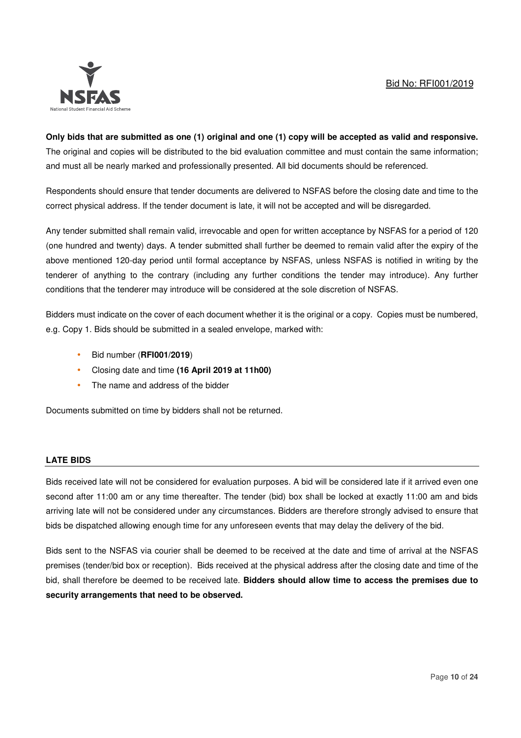**Only bids that are submitted as one (1) original and one (1) copy will be accepted as valid and responsive.** The original and copies will be distributed to the bid evaluation committee and must contain the same information; and must all be nearly marked and professionally presented. All bid documents should be referenced.

Respondents should ensure that tender documents are delivered to NSFAS before the closing date and time to the correct physical address. If the tender document is late, it will not be accepted and will be disregarded.

Any tender submitted shall remain valid, irrevocable and open for written acceptance by NSFAS for a period of 120 (one hundred and twenty) days. A tender submitted shall further be deemed to remain valid after the expiry of the above mentioned 120-day period until formal acceptance by NSFAS, unless NSFAS is notified in writing by the tenderer of anything to the contrary (including any further conditions the tender may introduce). Any further conditions that the tenderer may introduce will be considered at the sole discretion of NSFAS.

Bidders must indicate on the cover of each document whether it is the original or a copy. Copies must be numbered, e.g. Copy 1. Bids should be submitted in a sealed envelope, marked with:

- Bid number (**RFI001/2019**)
- Closing date and time **(16 April 2019 at 11h00)**
- The name and address of the bidder

Documents submitted on time by bidders shall not be returned.

## LATE BIDS

Bids received late will not be considered for evaluation purposes. A bid will be considered late if it arrived even one second after 11:00 am or any time thereafter. The tender (bid) box shall be locked at exactly 11:00 am and bids arriving late will not be considered under any circumstances. Bidders are therefore strongly advised to ensure that bids be dispatched allowing enough time for any unforeseen events that may delay the delivery of the bid.

Bids sent to the NSFAS via courier shall be deemed to be received at the date and time of arrival at the NSFAS premises (tender/bid box or reception). Bids received at the physical address after the closing date and time of the bid, shall therefore be deemed to be received late. **Bidders should allow time to access the premises due to security arrangements that need to be observed.**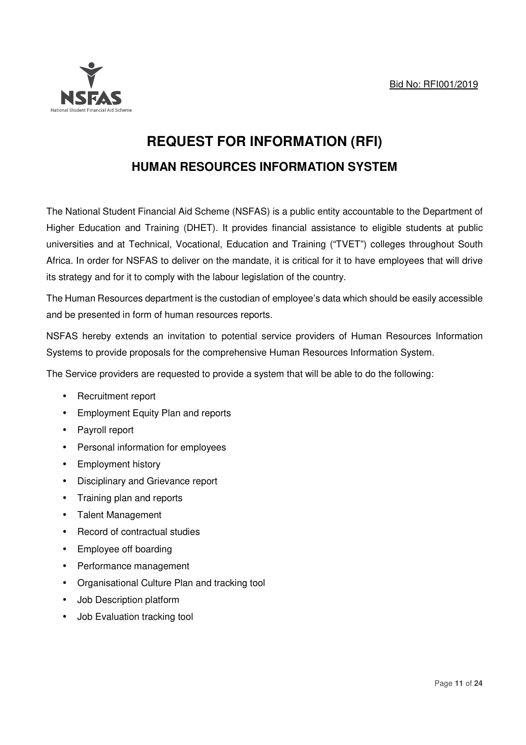Bid No: RFI001/2019

# REQUEST FOR INFORMATION (RFI)

## HUMAN RESOURCES INFORMATION SYSTEM

The National Student Financial Aid Scheme (NSFAS) is a public entity accountable to the Department of Higher Education and Training (DHET). It provides financial assistance to eligible students at public universities and at Technical, Vocational, Education and Training ("TVET") colleges throughout South Africa. In order for NSFAS to deliver on the mandate, it is critical for it to have employees that will drive its strategy and for it to comply with the labour legislation of the country.

The Human Resources department is the custodian of employee's data which should be easily accessible and be presented in form of human resources reports.

NSFAS hereby extends an invitation to potential service providers of Human Resources Information Systems to provide proposals for the comprehensive Human Resources Information System.

The Service providers are requested to provide a system that will be able to do the following:

- Recruitment report
- Employment Equity Plan and reports
- Payroll report
- Personal information for employees
- Employment history
- Disciplinary and Grievance report
- Training plan and reports
- Talent Management
- Record of contractual studies
- Employee off boarding
- Performance management
- Organisational Culture Plan and tracking tool
- Job Description platform
- Job Evaluation tracking tool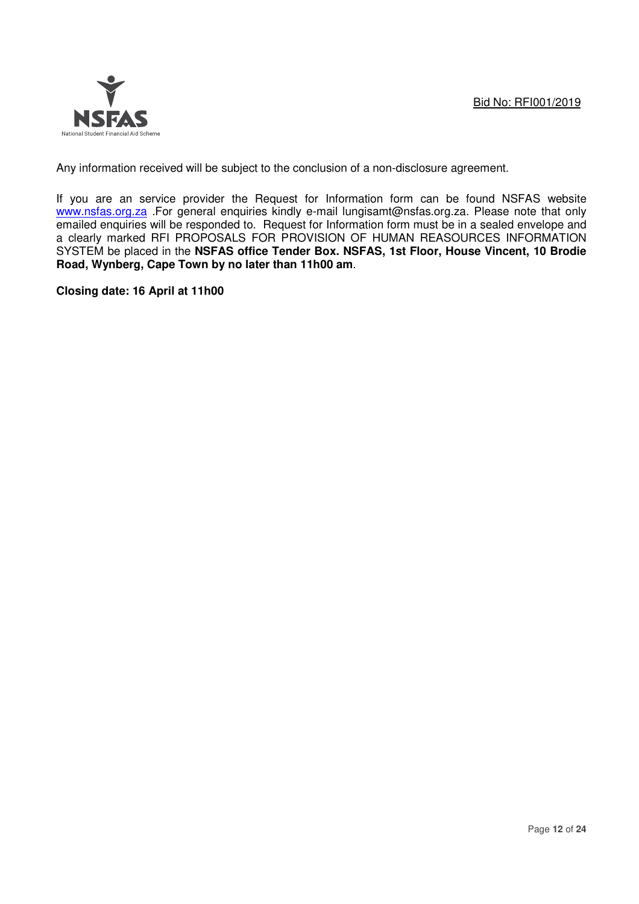Any information received will be subject to the conclusion of a non-disclosure agreement.

If you are an service provider the Request for Information form can be found NSFAS website www.nsfas.org.za .For general enquiries kindly e-mail lungisamt@nsfas.org.za. Please note that only emailed enquiries will be responded to. Request for Information form must be in a sealed envelope and a clearly marked RFI PROPOSALS FOR PROVISION OF HUMAN REASOURCES INFORMATION SYSTEM be placed in the **NSFAS office Tender Box. NSFAS, 1st Floor, House Vincent, 10 Brodie Road, Wynberg, Cape Town by no later than 11h00 am**.

**Closing date: 16 April at 11h00**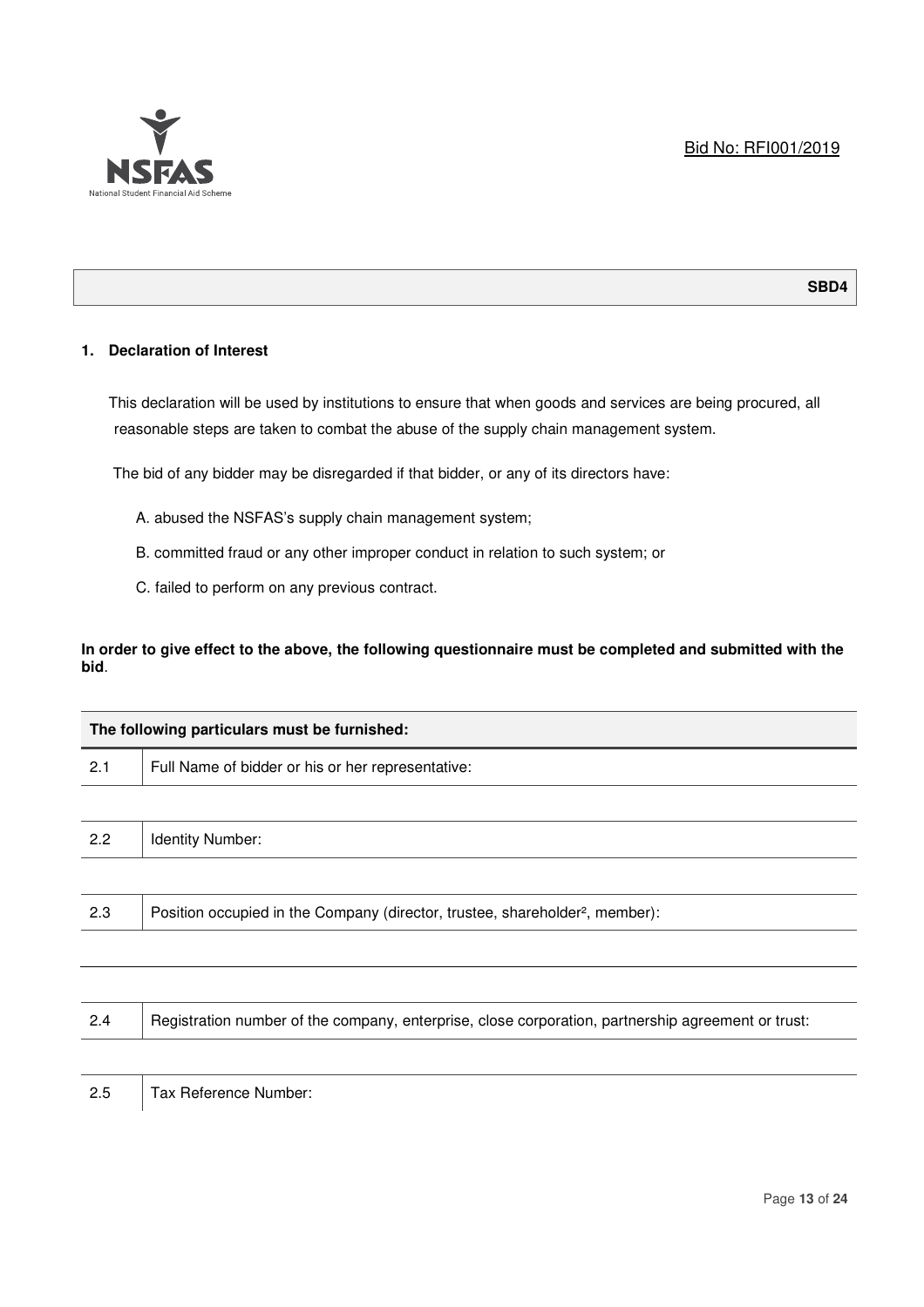Bid No: RFI001/2019

**SBD4**

## 1. Declaration of Interest

This declaration will be used by institutions to ensure that when goods and services are being procured, all reasonable steps are taken to combat the abuse of the supply chain management system.

The bid of any bidder may be disregarded if that bidder, or any of its directors have:

A. abused the NSFAS's supply chain management system;

B. committed fraud or any other improper conduct in relation to such system; or

C. failed to perform on any previous contract.

**In order to give effect to the above, the following questionnaire must be completed and submitted with the bid**.

| **The following particulars must be furnished:** | |
|---|---|
| 2.1 | Full Name of bidder or his or her representative: |
| | |
| 2.2 | Identity Number: |
| | |
| 2.3 | Position occupied in the Company (director, trustee, shareholder[2], member): |
| | |
| | |
| 2.4 | Registration number of the company, enterprise, close corporation, partnership agreement or trust: |
| | |
| 2.5 | Tax Reference Number: |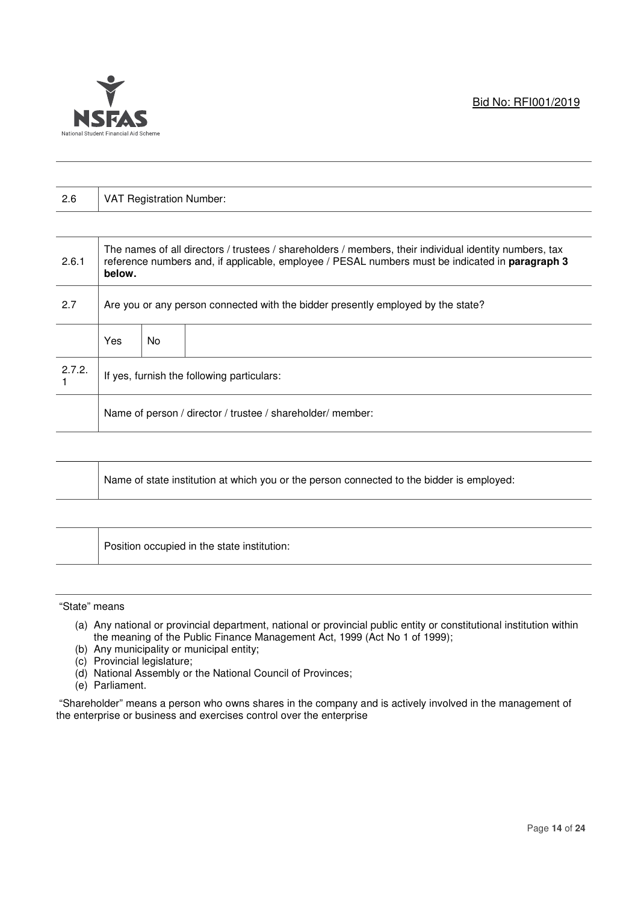| 2.6 | VAT Registration Number: | | |
|---|---|---|---|

| 2.6.1 | The names of all directors / trustees / shareholders / members, their individual identity numbers, tax reference numbers and, if applicable, employee / PESAL numbers must be indicated in **paragraph 3 below.** | | |
|---|---|---|---|
| 2.7 | Are you or any person connected with the bidder presently employed by the state? | | |
| | Yes | No | |
| 2.7.2.1 | If yes, furnish the following particulars: | | |
| | Name of person / director / trustee / shareholder/ member: | | |

| | Name of state institution at which you or the person connected to the bidder is employed: |
|---|---|

| | Position occupied in the state institution: |
|---|---|

"State" means

(a) Any national or provincial department, national or provincial public entity or constitutional institution within the meaning of the Public Finance Management Act, 1999 (Act No 1 of 1999);
(b) Any municipality or municipal entity;
(c) Provincial legislature;
(d) National Assembly or the National Council of Provinces;
(e) Parliament.

"Shareholder" means a person who owns shares in the company and is actively involved in the management of the enterprise or business and exercises control over the enterprise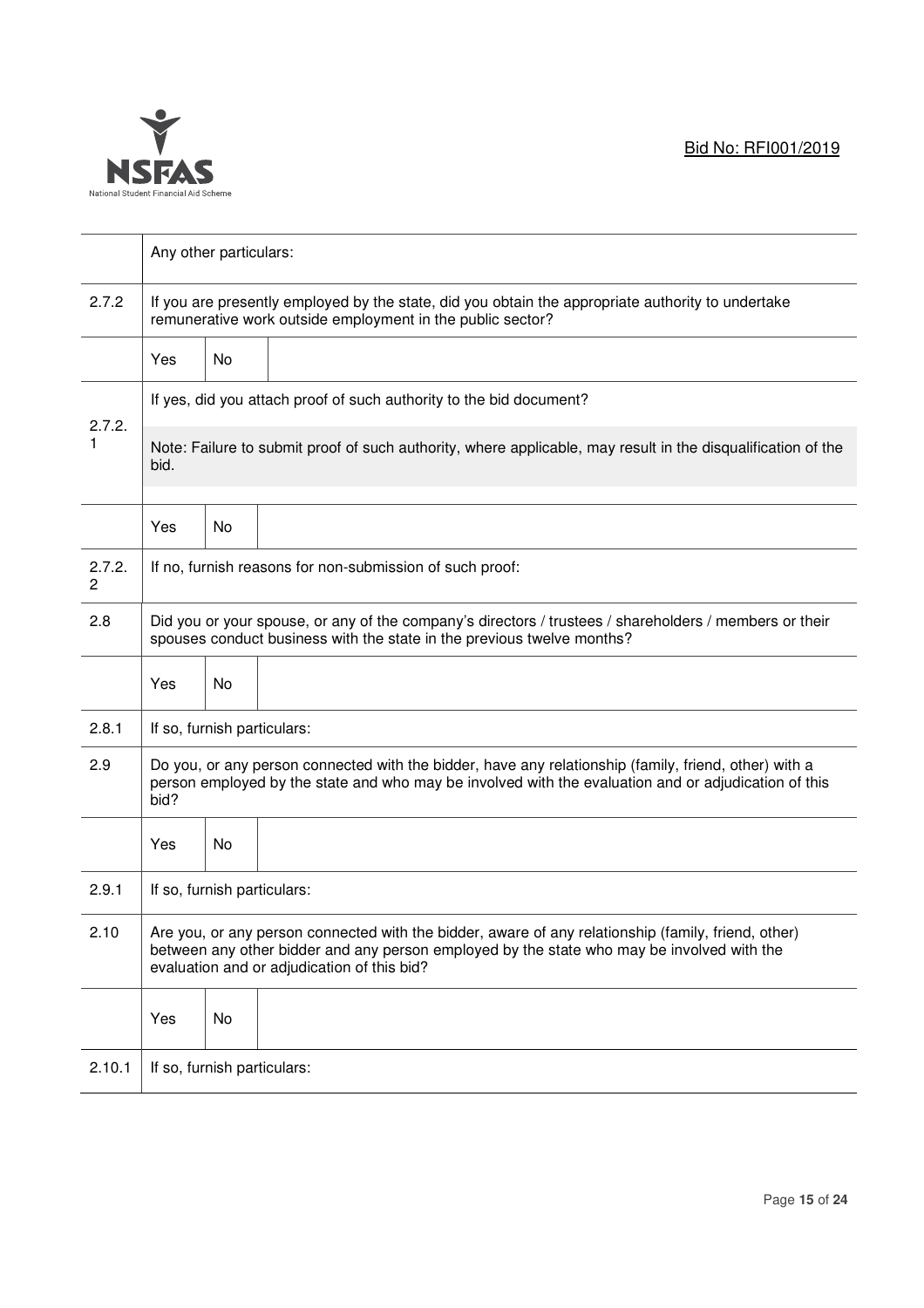| | | | |
|---|---|---|---|
| | Any other particulars: | | |
| 2.7.2 | If you are presently employed by the state, did you obtain the appropriate authority to undertake remunerative work outside employment in the public sector? | | |
| | Yes | No | |
| 2.7.2.1 | If yes, did you attach proof of such authority to the bid document?<br><br>Note: Failure to submit proof of such authority, where applicable, may result in the disqualification of the bid. | | |
| | Yes | No | |
| 2.7.2.2 | If no, furnish reasons for non-submission of such proof: | | |
| 2.8 | Did you or your spouse, or any of the company's directors / trustees / shareholders / members or their spouses conduct business with the state in the previous twelve months? | | |
| | Yes | No | |
| 2.8.1 | If so, furnish particulars: | | |
| 2.9 | Do you, or any person connected with the bidder, have any relationship (family, friend, other) with a person employed by the state and who may be involved with the evaluation and or adjudication of this bid? | | |
| | Yes | No | |
| 2.9.1 | If so, furnish particulars: | | |
| 2.10 | Are you, or any person connected with the bidder, aware of any relationship (family, friend, other) between any other bidder and any person employed by the state who may be involved with the evaluation and or adjudication of this bid? | | |
| | Yes | No | |
| 2.10.1 | If so, furnish particulars: | | |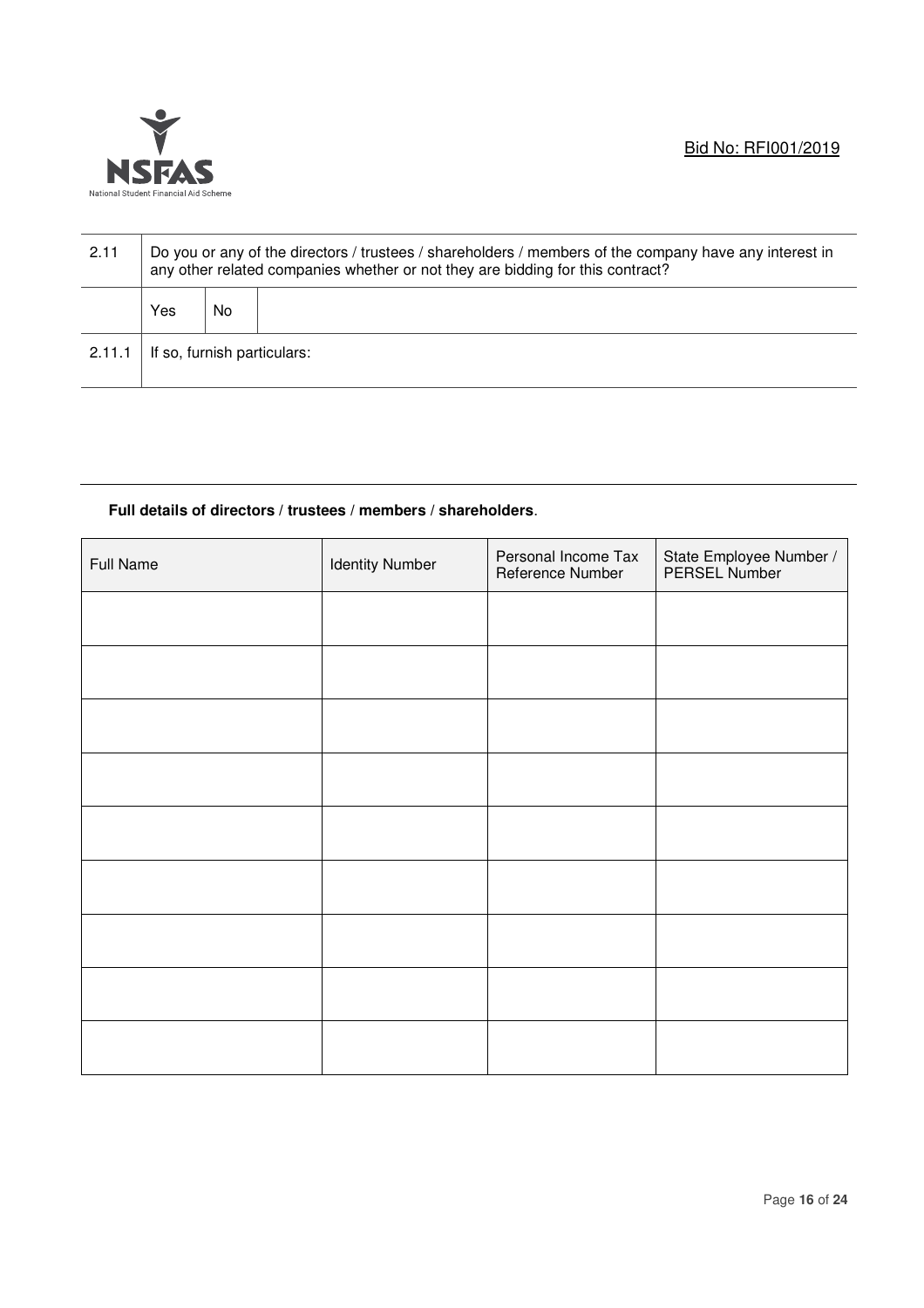| 2.11 | Do you or any of the directors / trustees / shareholders / members of the company have any interest in any other related companies whether or not they are bidding for this contract? | | |
|---|---|---|---|
| | Yes | No | |
| 2.11.1 | If so, furnish particulars: | | |

**Full details of directors / trustees / members / shareholders**.

| Full Name | Identity Number | Personal Income Tax Reference Number | State Employee Number / PERSEL Number |
|---|---|---|---|
| | | | |
| | | | |
| | | | |
| | | | |
| | | | |
| | | | |
| | | | |
| | | | |
| | | | |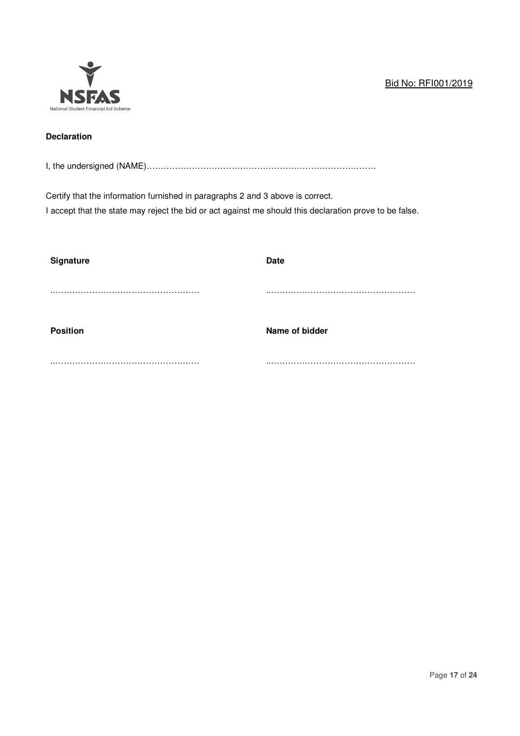**Declaration**

I, the undersigned (NAME)…………………………………………………………………………

Certify that the information furnished in paragraphs 2 and 3 above is correct.
I accept that the state may reject the bid or act against me should this declaration prove to be false.

| **Signature** | **Date** |
|---|---|
| ……………………………………………… | ……………………………………………… |
| **Position** | **Name of bidder** |
| ……………………………………………… | ……………………………………………… |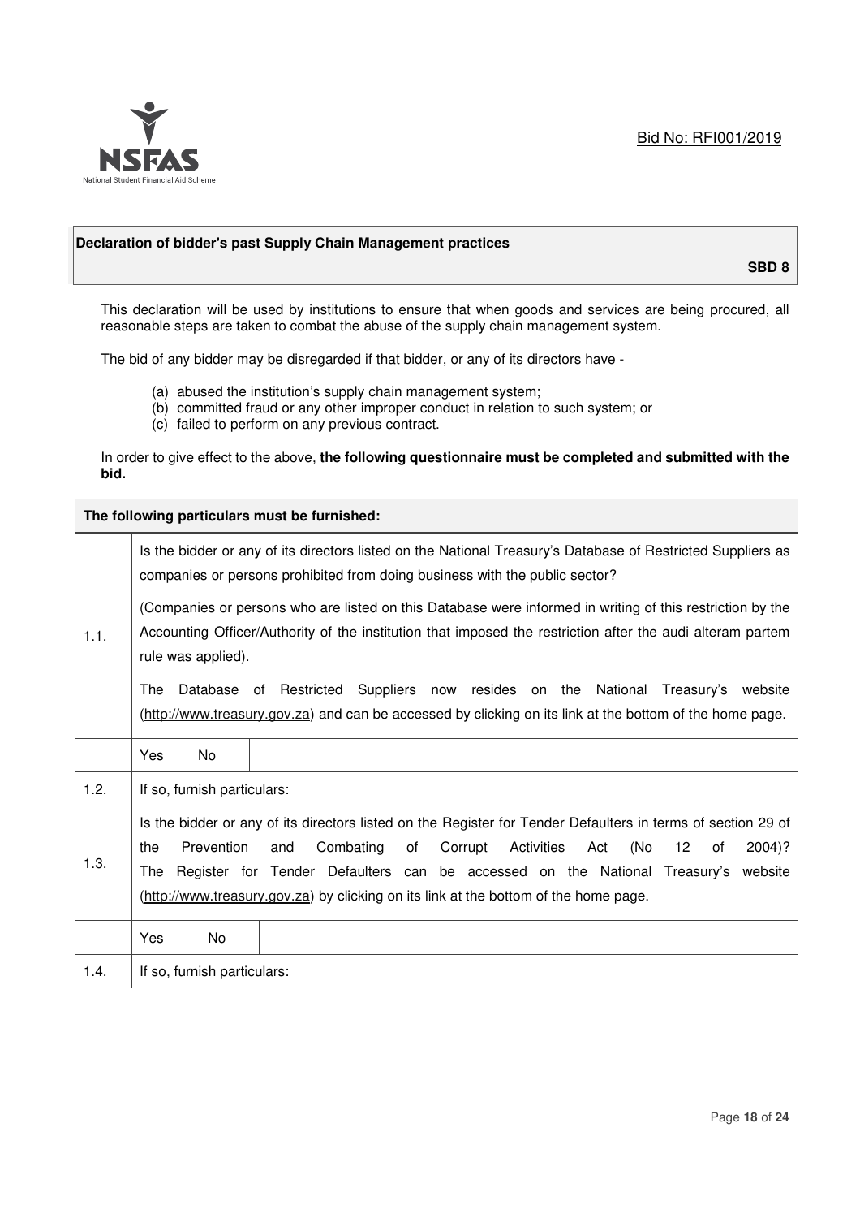Bid No: RFI001/2019

## Declaration of bidder's past Supply Chain Management practices

**SBD 8**

This declaration will be used by institutions to ensure that when goods and services are being procured, all reasonable steps are taken to combat the abuse of the supply chain management system.

The bid of any bidder may be disregarded if that bidder, or any of its directors have -

(a) abused the institution's supply chain management system;
(b) committed fraud or any other improper conduct in relation to such system; or
(c) failed to perform on any previous contract.

In order to give effect to the above, **the following questionnaire must be completed and submitted with the bid.**

**The following particulars must be furnished:**

| | |
|---|---|
| 1.1. | Is the bidder or any of its directors listed on the National Treasury's Database of Restricted Suppliers as companies or persons prohibited from doing business with the public sector?<br><br>(Companies or persons who are listed on this Database were informed in writing of this restriction by the Accounting Officer/Authority of the institution that imposed the restriction after the audi alteram partem rule was applied).<br><br>The Database of Restricted Suppliers now resides on the National Treasury's website (http://www.treasury.gov.za) and can be accessed by clicking on its link at the bottom of the home page. |
| | Yes / No |
| 1.2. | If so, furnish particulars: |
| 1.3. | Is the bidder or any of its directors listed on the Register for Tender Defaulters in terms of section 29 of the Prevention and Combating of Corrupt Activities Act (No 12 of 2004)? The Register for Tender Defaulters can be accessed on the National Treasury's website (http://www.treasury.gov.za) by clicking on its link at the bottom of the home page. |
| | Yes / No |
| 1.4. | If so, furnish particulars: |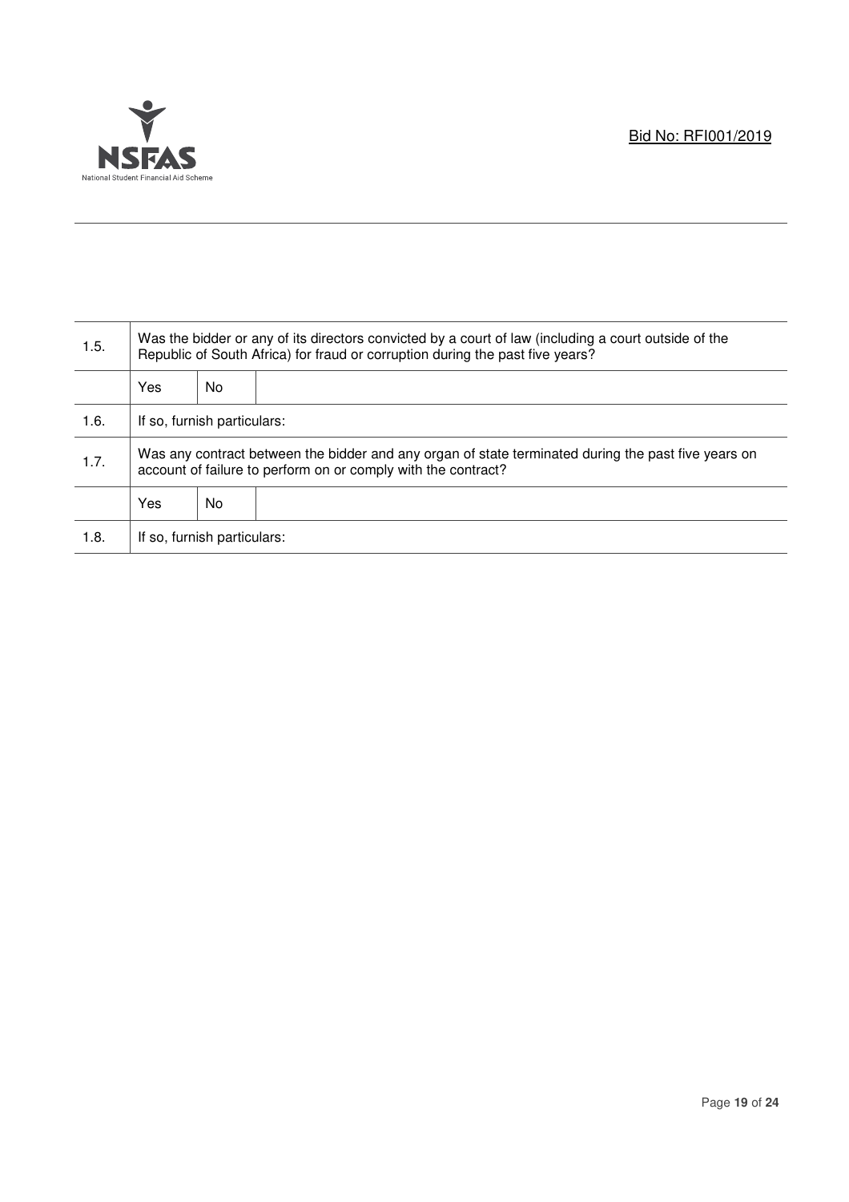| 1.5. | Was the bidder or any of its directors convicted by a court of law (including a court outside of the Republic of South Africa) for fraud or corruption during the past five years? | | |
|---|---|---|---|
| | Yes | No | |
| 1.6. | If so, furnish particulars: | | |
| 1.7. | Was any contract between the bidder and any organ of state terminated during the past five years on account of failure to perform on or comply with the contract? | | |
| | Yes | No | |
| 1.8. | If so, furnish particulars: | | |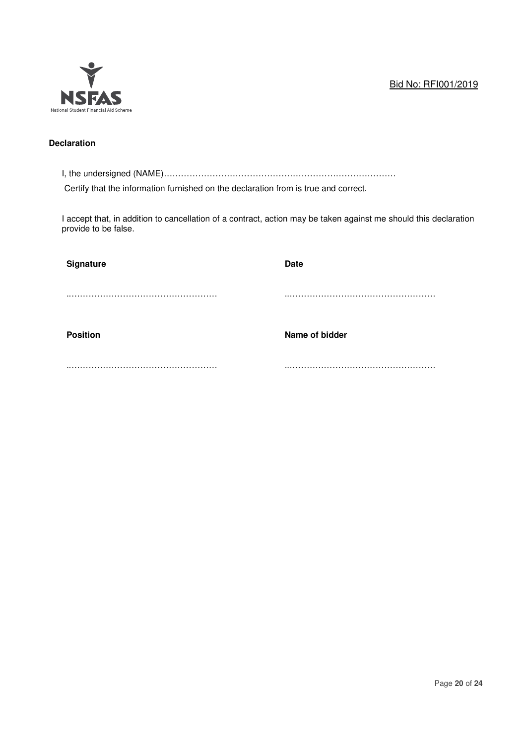Bid No: RFI001/2019

**Declaration**

I, the undersigned (NAME)…………………………………………………………………………

Certify that the information furnished on the declaration from is true and correct.

I accept that, in addition to cancellation of a contract, action may be taken against me should this declaration provide to be false.

| **Signature** | **Date** |
|---|---|
| …………………………………………… | …………………………………………… |
| **Position** | **Name of bidder** |
| …………………………………………… | …………………………………………… |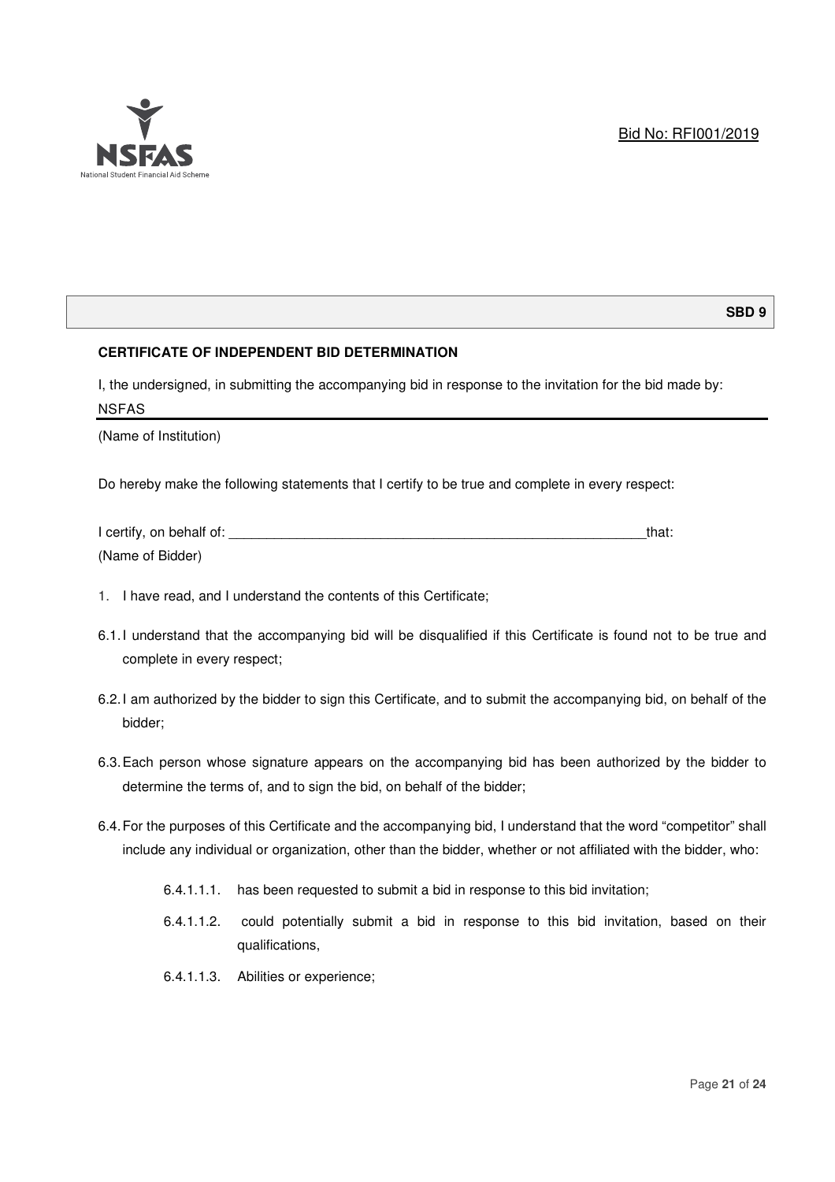Bid No: RFI001/2019

**SBD 9**

**CERTIFICATE OF INDEPENDENT BID DETERMINATION**

I, the undersigned, in submitting the accompanying bid in response to the invitation for the bid made by:

NSFAS

(Name of Institution)

Do hereby make the following statements that I certify to be true and complete in every respect:

I certify, on behalf of: _______________________________________________________that:

(Name of Bidder)

1. I have read, and I understand the contents of this Certificate;

6.1. I understand that the accompanying bid will be disqualified if this Certificate is found not to be true and complete in every respect;

6.2. I am authorized by the bidder to sign this Certificate, and to submit the accompanying bid, on behalf of the bidder;

6.3. Each person whose signature appears on the accompanying bid has been authorized by the bidder to determine the terms of, and to sign the bid, on behalf of the bidder;

6.4. For the purposes of this Certificate and the accompanying bid, I understand that the word "competitor" shall include any individual or organization, other than the bidder, whether or not affiliated with the bidder, who:

- 6.4.1.1.1. has been requested to submit a bid in response to this bid invitation;
- 6.4.1.1.2. could potentially submit a bid in response to this bid invitation, based on their qualifications,
- 6.4.1.1.3. Abilities or experience;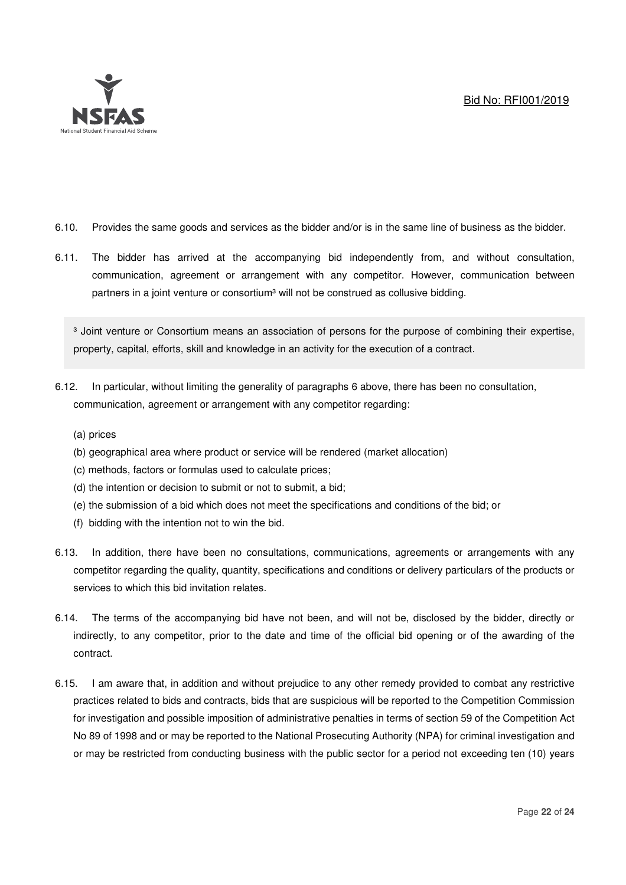6.10. Provides the same goods and services as the bidder and/or is in the same line of business as the bidder.

6.11. The bidder has arrived at the accompanying bid independently from, and without consultation, communication, agreement or arrangement with any competitor. However, communication between partners in a joint venture or consortium[3] will not be construed as collusive bidding.

[3] Joint venture or Consortium means an association of persons for the purpose of combining their expertise, property, capital, efforts, skill and knowledge in an activity for the execution of a contract.

6.12. In particular, without limiting the generality of paragraphs 6 above, there has been no consultation, communication, agreement or arrangement with any competitor regarding:

(a) prices
(b) geographical area where product or service will be rendered (market allocation)
(c) methods, factors or formulas used to calculate prices;
(d) the intention or decision to submit or not to submit, a bid;
(e) the submission of a bid which does not meet the specifications and conditions of the bid; or
(f) bidding with the intention not to win the bid.

6.13. In addition, there have been no consultations, communications, agreements or arrangements with any competitor regarding the quality, quantity, specifications and conditions or delivery particulars of the products or services to which this bid invitation relates.

6.14. The terms of the accompanying bid have not been, and will not be, disclosed by the bidder, directly or indirectly, to any competitor, prior to the date and time of the official bid opening or of the awarding of the contract.

6.15. I am aware that, in addition and without prejudice to any other remedy provided to combat any restrictive practices related to bids and contracts, bids that are suspicious will be reported to the Competition Commission for investigation and possible imposition of administrative penalties in terms of section 59 of the Competition Act No 89 of 1998 and or may be reported to the National Prosecuting Authority (NPA) for criminal investigation and or may be restricted from conducting business with the public sector for a period not exceeding ten (10) years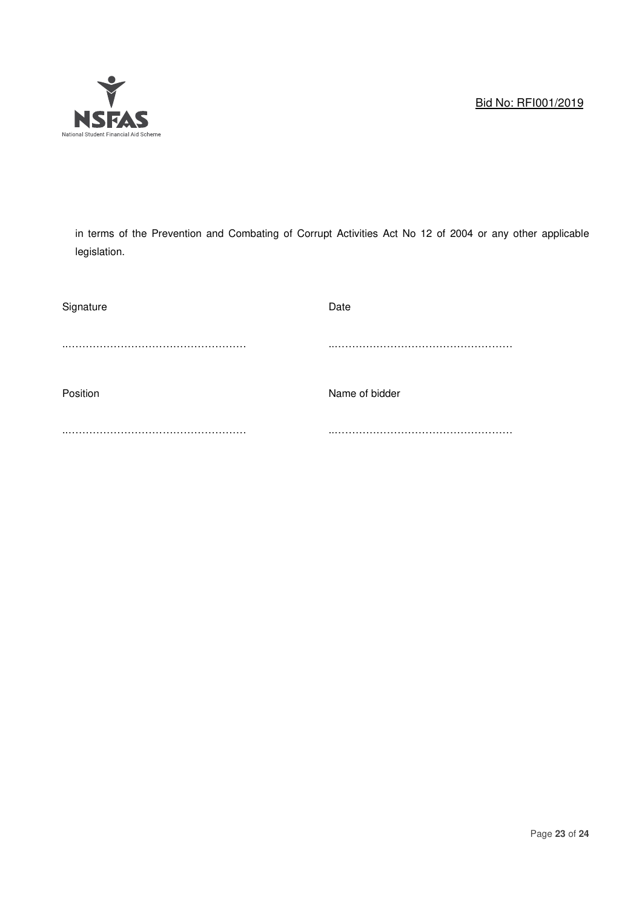in terms of the Prevention and Combating of Corrupt Activities Act No 12 of 2004 or any other applicable legislation.

| | |
|---|---|
| Signature | Date |
| ……………………………………………… | ……………………………………………… |
| Position | Name of bidder |
| ……………………………………………… | ……………………………………………… |